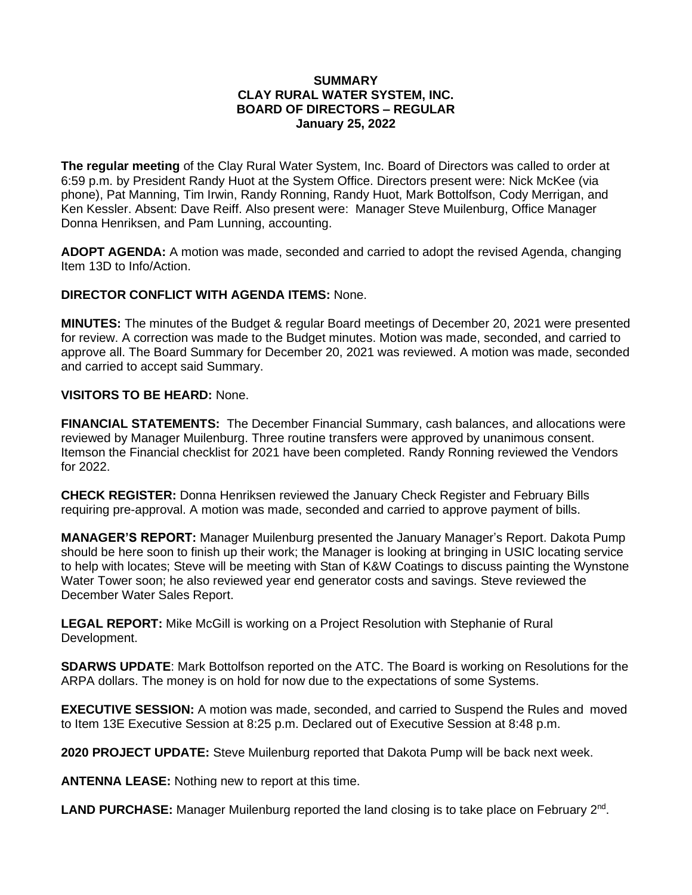**SUMMARY**
**CLAY RURAL WATER SYSTEM, INC.**
**BOARD OF DIRECTORS – REGULAR**
**January 25, 2022**

**The regular meeting** of the Clay Rural Water System, Inc. Board of Directors was called to order at 6:59 p.m. by President Randy Huot at the System Office. Directors present were: Nick McKee (via phone), Pat Manning, Tim Irwin, Randy Ronning, Randy Huot, Mark Bottolfson, Cody Merrigan, and Ken Kessler. Absent: Dave Reiff. Also present were: Manager Steve Muilenburg, Office Manager Donna Henriksen, and Pam Lunning, accounting.

**ADOPT AGENDA:** A motion was made, seconded and carried to adopt the revised Agenda, changing Item 13D to Info/Action.

**DIRECTOR CONFLICT WITH AGENDA ITEMS:** None.

**MINUTES:** The minutes of the Budget & regular Board meetings of December 20, 2021 were presented for review. A correction was made to the Budget minutes. Motion was made, seconded, and carried to approve all. The Board Summary for December 20, 2021 was reviewed. A motion was made, seconded and carried to accept said Summary.

**VISITORS TO BE HEARD:** None.

**FINANCIAL STATEMENTS:** The December Financial Summary, cash balances, and allocations were reviewed by Manager Muilenburg. Three routine transfers were approved by unanimous consent. Itemson the Financial checklist for 2021 have been completed. Randy Ronning reviewed the Vendors for 2022.

**CHECK REGISTER:** Donna Henriksen reviewed the January Check Register and February Bills requiring pre-approval. A motion was made, seconded and carried to approve payment of bills.

**MANAGER'S REPORT:** Manager Muilenburg presented the January Manager's Report. Dakota Pump should be here soon to finish up their work; the Manager is looking at bringing in USIC locating service to help with locates; Steve will be meeting with Stan of K&W Coatings to discuss painting the Wynstone Water Tower soon; he also reviewed year end generator costs and savings. Steve reviewed the December Water Sales Report.

**LEGAL REPORT:** Mike McGill is working on a Project Resolution with Stephanie of Rural Development.

**SDARWS UPDATE**: Mark Bottolfson reported on the ATC. The Board is working on Resolutions for the ARPA dollars. The money is on hold for now due to the expectations of some Systems.

**EXECUTIVE SESSION:** A motion was made, seconded, and carried to Suspend the Rules and moved to Item 13E Executive Session at 8:25 p.m. Declared out of Executive Session at 8:48 p.m.

**2020 PROJECT UPDATE:** Steve Muilenburg reported that Dakota Pump will be back next week.

**ANTENNA LEASE:** Nothing new to report at this time.

**LAND PURCHASE:** Manager Muilenburg reported the land closing is to take place on February 2nd.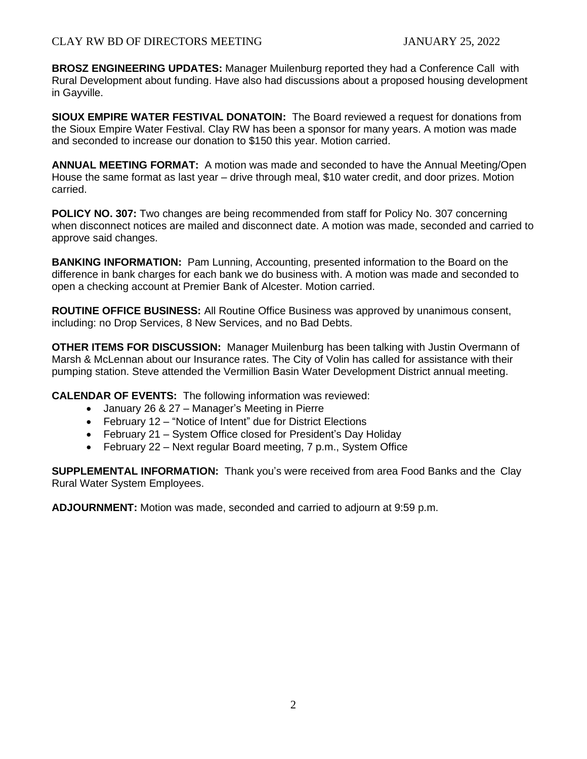**BROSZ ENGINEERING UPDATES:** Manager Muilenburg reported they had a Conference Call with Rural Development about funding. Have also had discussions about a proposed housing development in Gayville.

**SIOUX EMPIRE WATER FESTIVAL DONATOIN:** The Board reviewed a request for donations from the Sioux Empire Water Festival. Clay RW has been a sponsor for many years. A motion was made and seconded to increase our donation to $150 this year. Motion carried.

**ANNUAL MEETING FORMAT:** A motion was made and seconded to have the Annual Meeting/Open House the same format as last year – drive through meal, $10 water credit, and door prizes. Motion carried.

**POLICY NO. 307:** Two changes are being recommended from staff for Policy No. 307 concerning when disconnect notices are mailed and disconnect date. A motion was made, seconded and carried to approve said changes.

**BANKING INFORMATION:** Pam Lunning, Accounting, presented information to the Board on the difference in bank charges for each bank we do business with. A motion was made and seconded to open a checking account at Premier Bank of Alcester. Motion carried.

**ROUTINE OFFICE BUSINESS:** All Routine Office Business was approved by unanimous consent, including: no Drop Services, 8 New Services, and no Bad Debts.

**OTHER ITEMS FOR DISCUSSION:** Manager Muilenburg has been talking with Justin Overmann of Marsh & McLennan about our Insurance rates. The City of Volin has called for assistance with their pumping station. Steve attended the Vermillion Basin Water Development District annual meeting.

**CALENDAR OF EVENTS:** The following information was reviewed:

- January 26 & 27 – Manager's Meeting in Pierre
- February 12 – "Notice of Intent" due for District Elections
- February 21 – System Office closed for President's Day Holiday
- February 22 – Next regular Board meeting, 7 p.m., System Office

**SUPPLEMENTAL INFORMATION:** Thank you's were received from area Food Banks and the Clay Rural Water System Employees.

**ADJOURNMENT:** Motion was made, seconded and carried to adjourn at 9:59 p.m.